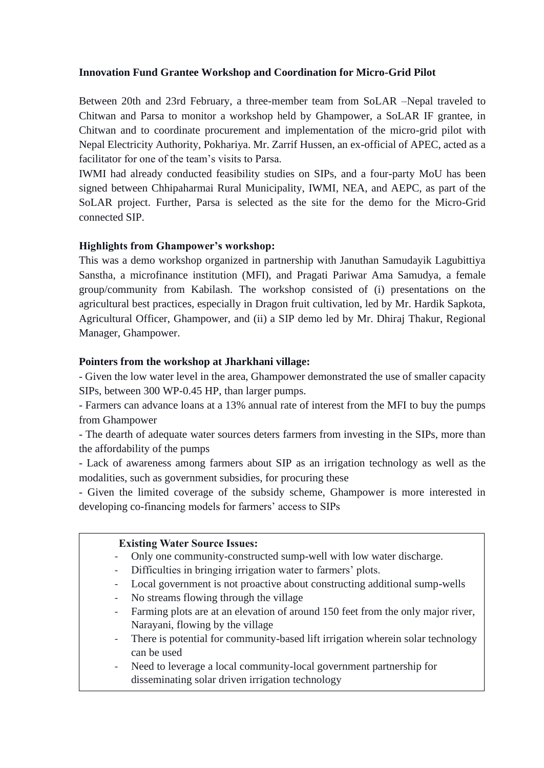**Innovation Fund Grantee Workshop and Coordination for Micro-Grid Pilot**

Between 20th and 23rd February, a three-member team from SoLAR –Nepal traveled to Chitwan and Parsa to monitor a workshop held by Ghampower, a SoLAR IF grantee, in Chitwan and to coordinate procurement and implementation of the micro-grid pilot with Nepal Electricity Authority, Pokhariya. Mr. Zarrif Hussen, an ex-official of APEC, acted as a facilitator for one of the team's visits to Parsa.

IWMI had already conducted feasibility studies on SIPs, and a four-party MoU has been signed between Chhipaharmai Rural Municipality, IWMI, NEA, and AEPC, as part of the SoLAR project. Further, Parsa is selected as the site for the demo for the Micro-Grid connected SIP.

**Highlights from Ghampower's workshop:**

This was a demo workshop organized in partnership with Januthan Samudayik Lagubittiya Sanstha, a microfinance institution (MFI), and Pragati Pariwar Ama Samudya, a female group/community from Kabilash. The workshop consisted of (i) presentations on the agricultural best practices, especially in Dragon fruit cultivation, led by Mr. Hardik Sapkota, Agricultural Officer, Ghampower, and (ii) a SIP demo led by Mr. Dhiraj Thakur, Regional Manager, Ghampower.

**Pointers from the workshop at Jharkhani village:**

- Given the low water level in the area, Ghampower demonstrated the use of smaller capacity SIPs, between 300 WP-0.45 HP, than larger pumps.
- Farmers can advance loans at a 13% annual rate of interest from the MFI to buy the pumps from Ghampower
- The dearth of adequate water sources deters farmers from investing in the SIPs, more than the affordability of the pumps
- Lack of awareness among farmers about SIP as an irrigation technology as well as the modalities, such as government subsidies, for procuring these
- Given the limited coverage of the subsidy scheme, Ghampower is more interested in developing co-financing models for farmers' access to SIPs

**Existing Water Source Issues:**

- Only one community-constructed sump-well with low water discharge.
- Difficulties in bringing irrigation water to farmers' plots.
- Local government is not proactive about constructing additional sump-wells
- No streams flowing through the village
- Farming plots are at an elevation of around 150 feet from the only major river, Narayani, flowing by the village
- There is potential for community-based lift irrigation wherein solar technology can be used
- Need to leverage a local community-local government partnership for disseminating solar driven irrigation technology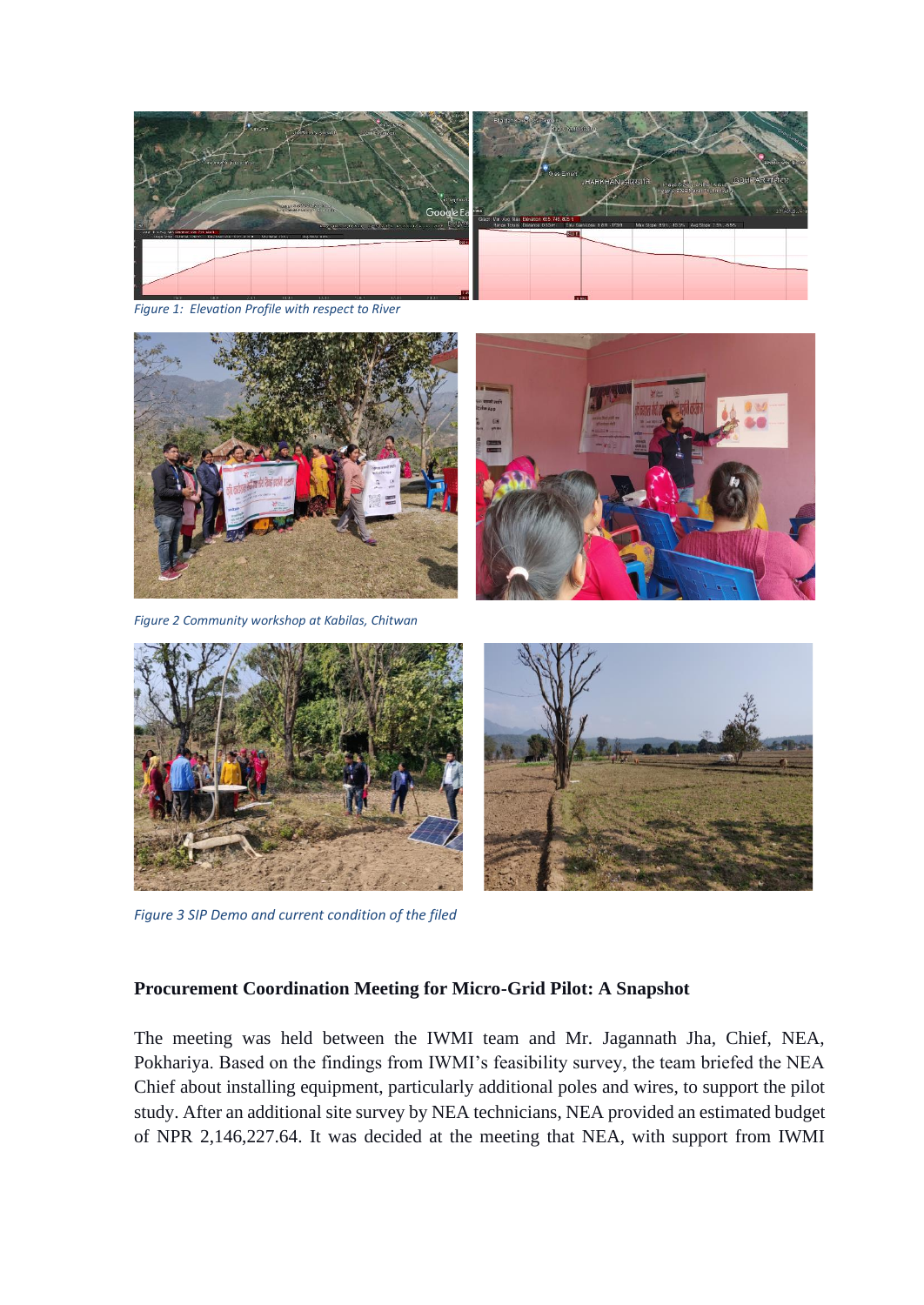*Figure 1: Elevation Profile with respect to River*

*Figure 2 Community workshop at Kabilas, Chitwan*

*Figure 3 SIP Demo and current condition of the filed*

**Procurement Coordination Meeting for Micro-Grid Pilot: A Snapshot**

The meeting was held between the IWMI team and Mr. Jagannath Jha, Chief, NEA, Pokhariya. Based on the findings from IWMI's feasibility survey, the team briefed the NEA Chief about installing equipment, particularly additional poles and wires, to support the pilot study. After an additional site survey by NEA technicians, NEA provided an estimated budget of NPR 2,146,227.64. It was decided at the meeting that NEA, with support from IWMI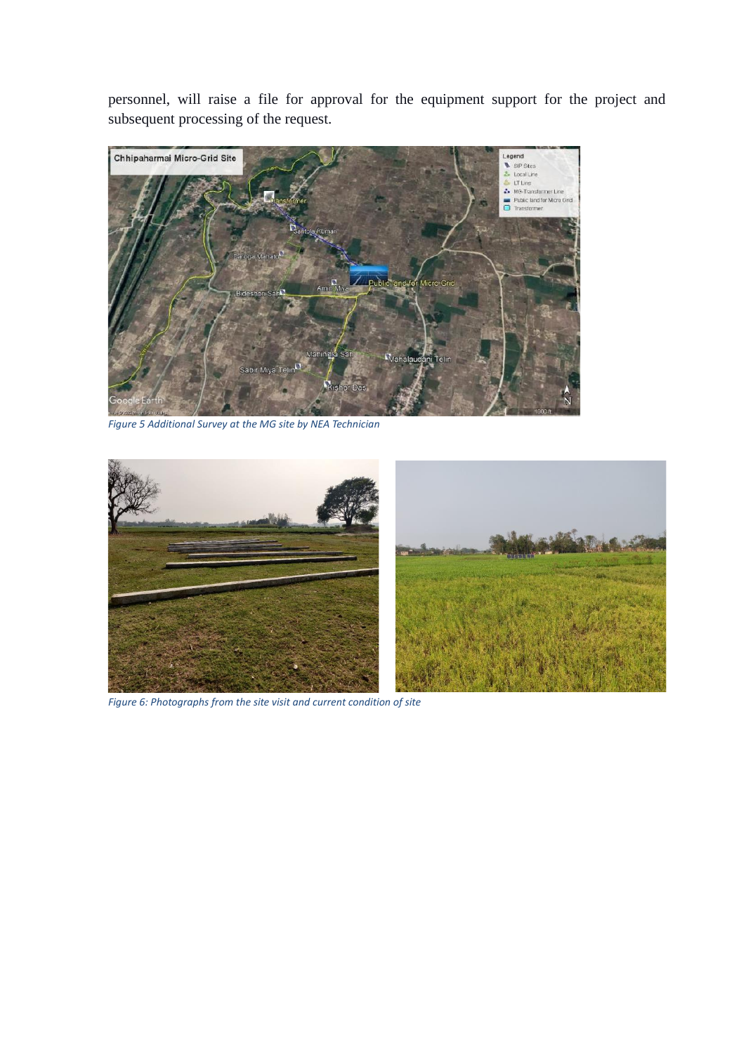personnel, will raise a file for approval for the equipment support for the project and subsequent processing of the request.

*Figure 5 Additional Survey at the MG site by NEA Technician*

*Figure 6: Photographs from the site visit and current condition of site*